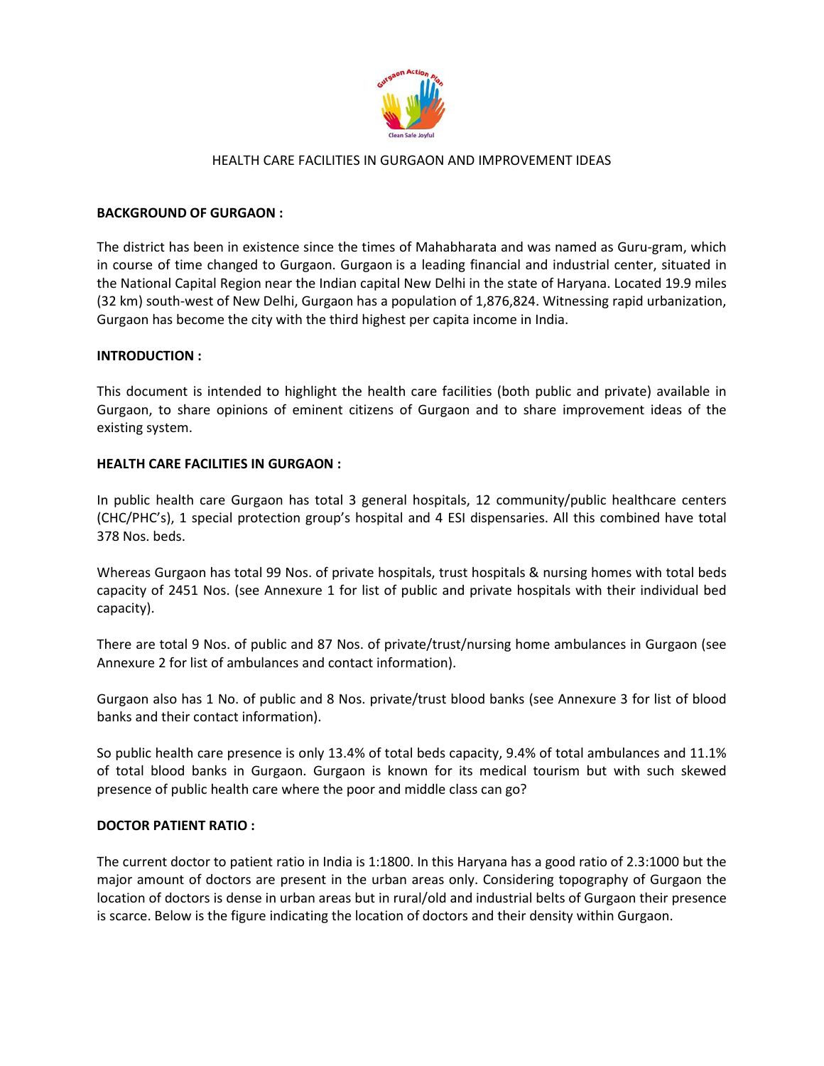# HEALTH CARE FACILITIES IN GURGAON AND IMPROVEMENT IDEAS

**BACKGROUND OF GURGAON :**

The district has been in existence since the times of Mahabharata and was named as Guru-gram, which in course of time changed to Gurgaon. Gurgaon is a leading financial and industrial center, situated in the National Capital Region near the Indian capital New Delhi in the state of Haryana. Located 19.9 miles (32 km) south-west of New Delhi, Gurgaon has a population of 1,876,824. Witnessing rapid urbanization, Gurgaon has become the city with the third highest per capita income in India.

**INTRODUCTION :**

This document is intended to highlight the health care facilities (both public and private) available in Gurgaon, to share opinions of eminent citizens of Gurgaon and to share improvement ideas of the existing system.

**HEALTH CARE FACILITIES IN GURGAON :**

In public health care Gurgaon has total 3 general hospitals, 12 community/public healthcare centers (CHC/PHC's), 1 special protection group's hospital and 4 ESI dispensaries. All this combined have total 378 Nos. beds.

Whereas Gurgaon has total 99 Nos. of private hospitals, trust hospitals & nursing homes with total beds capacity of 2451 Nos. (see Annexure 1 for list of public and private hospitals with their individual bed capacity).

There are total 9 Nos. of public and 87 Nos. of private/trust/nursing home ambulances in Gurgaon (see Annexure 2 for list of ambulances and contact information).

Gurgaon also has 1 No. of public and 8 Nos. private/trust blood banks (see Annexure 3 for list of blood banks and their contact information).

So public health care presence is only 13.4% of total beds capacity, 9.4% of total ambulances and 11.1% of total blood banks in Gurgaon. Gurgaon is known for its medical tourism but with such skewed presence of public health care where the poor and middle class can go?

**DOCTOR PATIENT RATIO :**

The current doctor to patient ratio in India is 1:1800. In this Haryana has a good ratio of 2.3:1000 but the major amount of doctors are present in the urban areas only. Considering topography of Gurgaon the location of doctors is dense in urban areas but in rural/old and industrial belts of Gurgaon their presence is scarce. Below is the figure indicating the location of doctors and their density within Gurgaon.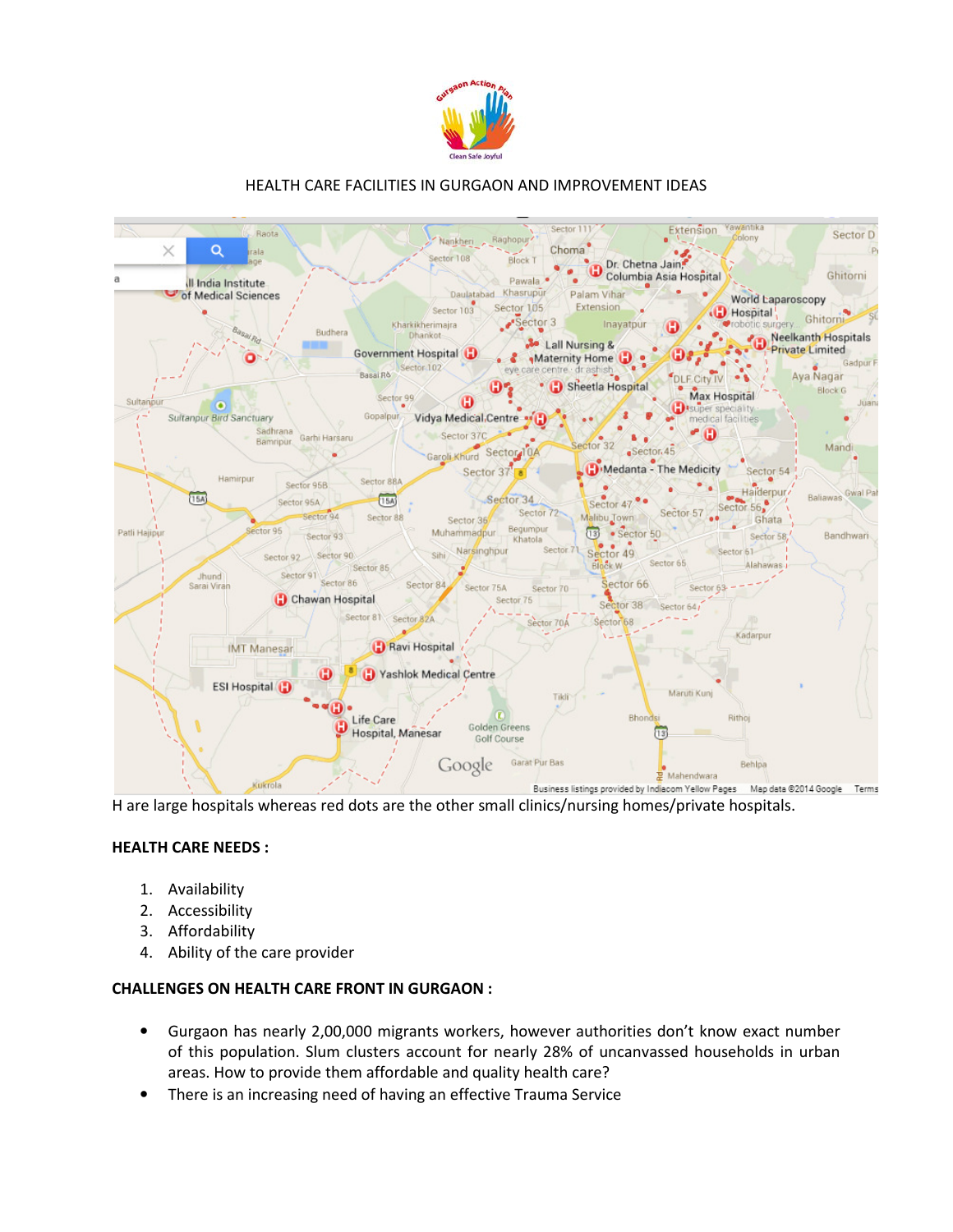HEALTH CARE FACILITIES IN GURGAON AND IMPROVEMENT IDEAS

H are large hospitals whereas red dots are the other small clinics/nursing homes/private hospitals.

**HEALTH CARE NEEDS :**

1. Availability
2. Accessibility
3. Affordability
4. Ability of the care provider

**CHALLENGES ON HEALTH CARE FRONT IN GURGAON :**

- Gurgaon has nearly 2,00,000 migrants workers, however authorities don't know exact number of this population. Slum clusters account for nearly 28% of uncanvassed households in urban areas. How to provide them affordable and quality health care?
- There is an increasing need of having an effective Trauma Service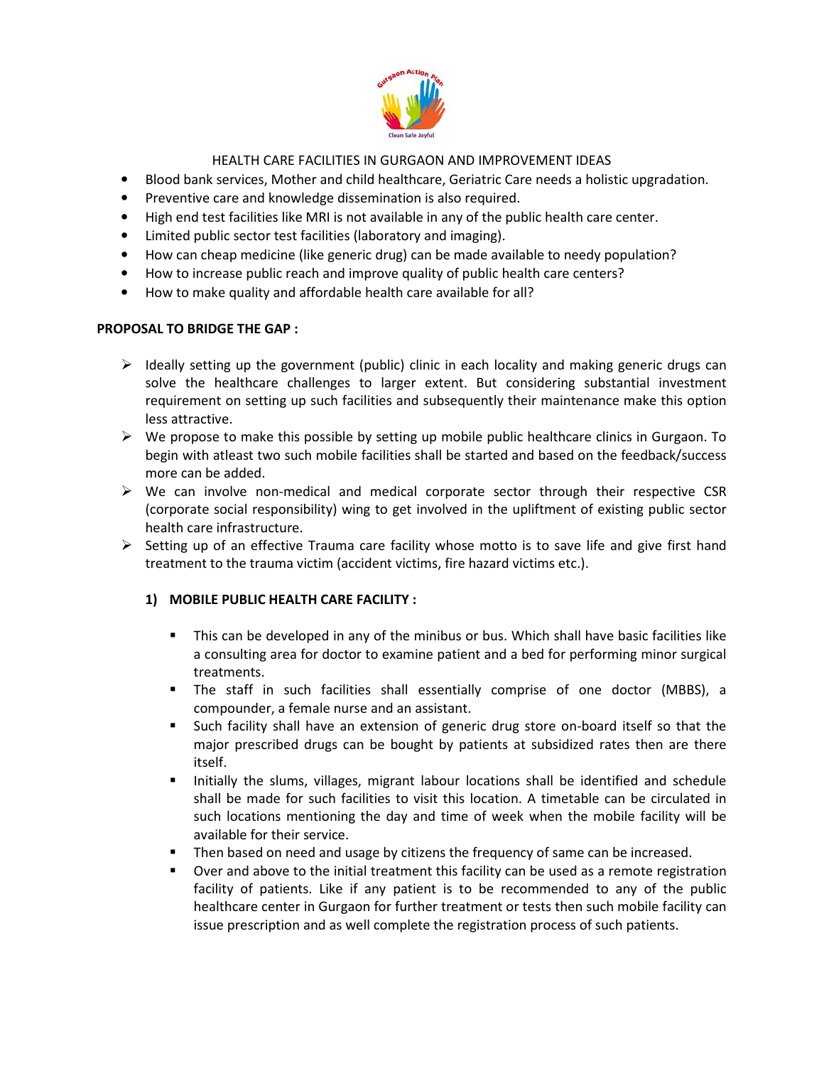HEALTH CARE FACILITIES IN GURGAON AND IMPROVEMENT IDEAS

- Blood bank services, Mother and child healthcare, Geriatric Care needs a holistic upgradation.
- Preventive care and knowledge dissemination is also required.
- High end test facilities like MRI is not available in any of the public health care center.
- Limited public sector test facilities (laboratory and imaging).
- How can cheap medicine (like generic drug) can be made available to needy population?
- How to increase public reach and improve quality of public health care centers?
- How to make quality and affordable health care available for all?

**PROPOSAL TO BRIDGE THE GAP :**

- Ideally setting up the government (public) clinic in each locality and making generic drugs can solve the healthcare challenges to larger extent. But considering substantial investment requirement on setting up such facilities and subsequently their maintenance make this option less attractive.
- We propose to make this possible by setting up mobile public healthcare clinics in Gurgaon. To begin with atleast two such mobile facilities shall be started and based on the feedback/success more can be added.
- We can involve non-medical and medical corporate sector through their respective CSR (corporate social responsibility) wing to get involved in the upliftment of existing public sector health care infrastructure.
- Setting up of an effective Trauma care facility whose motto is to save life and give first hand treatment to the trauma victim (accident victims, fire hazard victims etc.).

**1) MOBILE PUBLIC HEALTH CARE FACILITY :**

- This can be developed in any of the minibus or bus. Which shall have basic facilities like a consulting area for doctor to examine patient and a bed for performing minor surgical treatments.
- The staff in such facilities shall essentially comprise of one doctor (MBBS), a compounder, a female nurse and an assistant.
- Such facility shall have an extension of generic drug store on-board itself so that the major prescribed drugs can be bought by patients at subsidized rates then are there itself.
- Initially the slums, villages, migrant labour locations shall be identified and schedule shall be made for such facilities to visit this location. A timetable can be circulated in such locations mentioning the day and time of week when the mobile facility will be available for their service.
- Then based on need and usage by citizens the frequency of same can be increased.
- Over and above to the initial treatment this facility can be used as a remote registration facility of patients. Like if any patient is to be recommended to any of the public healthcare center in Gurgaon for further treatment or tests then such mobile facility can issue prescription and as well complete the registration process of such patients.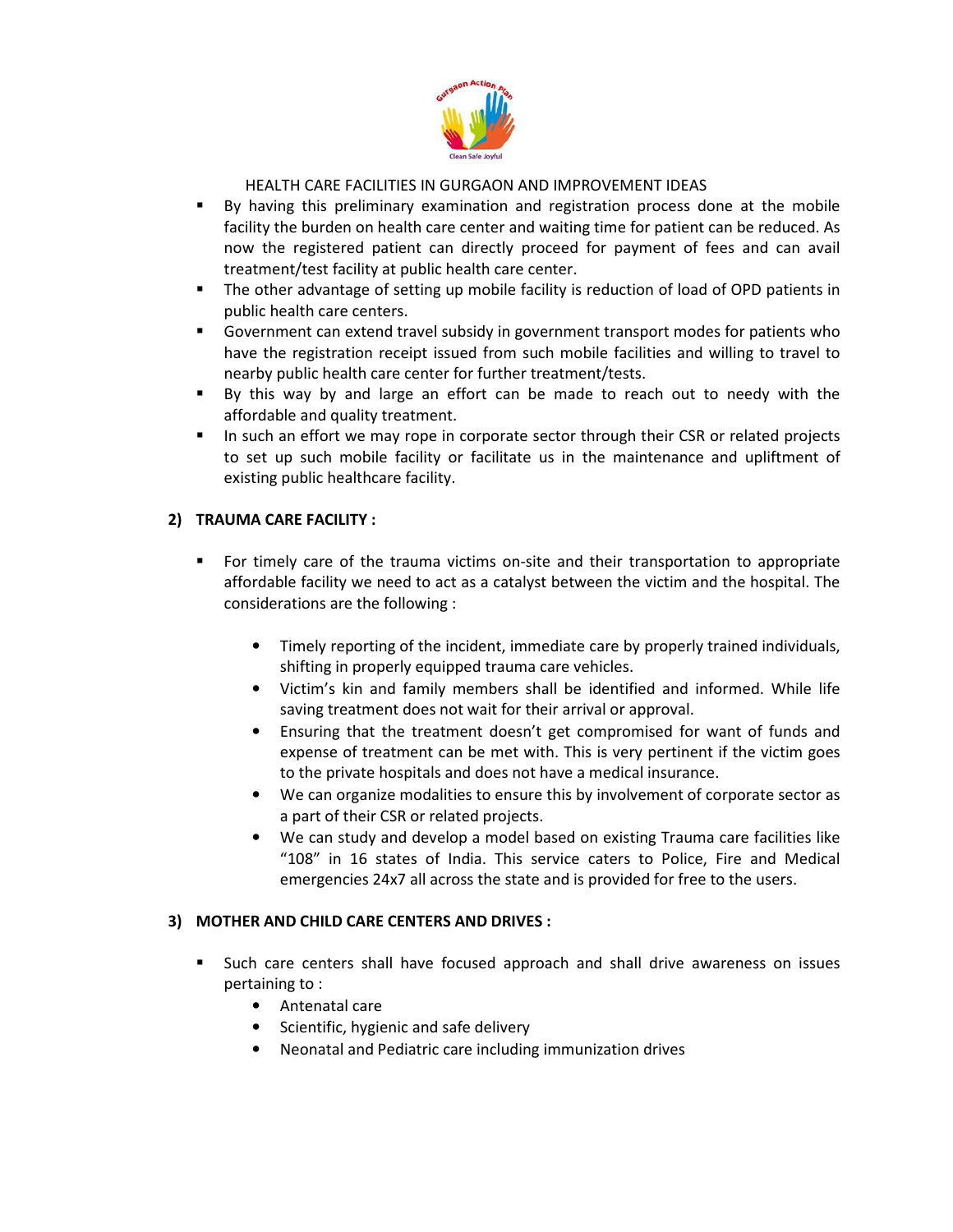HEALTH CARE FACILITIES IN GURGAON AND IMPROVEMENT IDEAS

- By having this preliminary examination and registration process done at the mobile facility the burden on health care center and waiting time for patient can be reduced. As now the registered patient can directly proceed for payment of fees and can avail treatment/test facility at public health care center.
- The other advantage of setting up mobile facility is reduction of load of OPD patients in public health care centers.
- Government can extend travel subsidy in government transport modes for patients who have the registration receipt issued from such mobile facilities and willing to travel to nearby public health care center for further treatment/tests.
- By this way by and large an effort can be made to reach out to needy with the affordable and quality treatment.
- In such an effort we may rope in corporate sector through their CSR or related projects to set up such mobile facility or facilitate us in the maintenance and upliftment of existing public healthcare facility.

## 2) TRAUMA CARE FACILITY :

- For timely care of the trauma victims on-site and their transportation to appropriate affordable facility we need to act as a catalyst between the victim and the hospital. The considerations are the following :
  - Timely reporting of the incident, immediate care by properly trained individuals, shifting in properly equipped trauma care vehicles.
  - Victim's kin and family members shall be identified and informed. While life saving treatment does not wait for their arrival or approval.
  - Ensuring that the treatment doesn't get compromised for want of funds and expense of treatment can be met with. This is very pertinent if the victim goes to the private hospitals and does not have a medical insurance.
  - We can organize modalities to ensure this by involvement of corporate sector as a part of their CSR or related projects.
  - We can study and develop a model based on existing Trauma care facilities like "108" in 16 states of India. This service caters to Police, Fire and Medical emergencies 24x7 all across the state and is provided for free to the users.

## 3) MOTHER AND CHILD CARE CENTERS AND DRIVES :

- Such care centers shall have focused approach and shall drive awareness on issues pertaining to :
  - Antenatal care
  - Scientific, hygienic and safe delivery
  - Neonatal and Pediatric care including immunization drives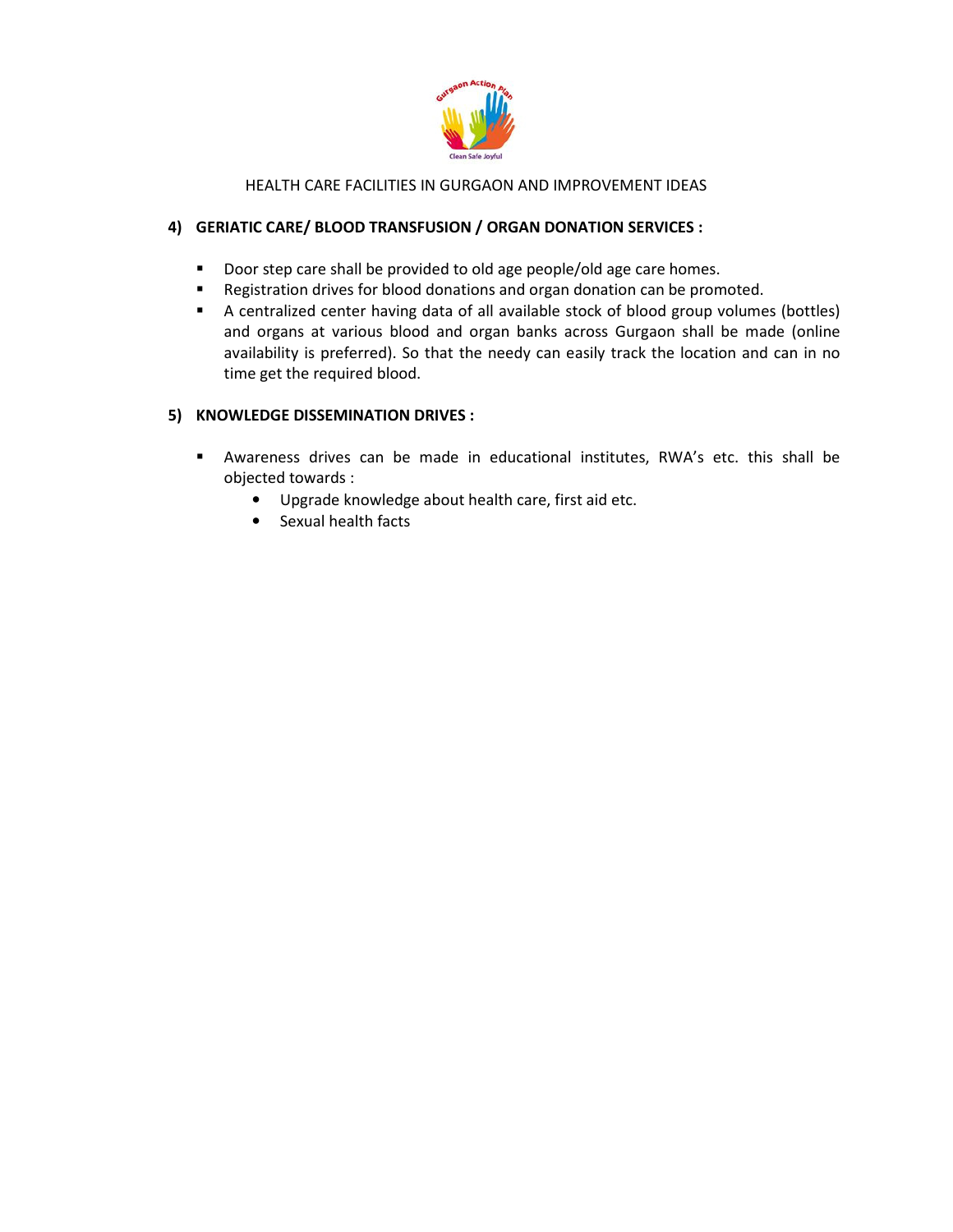HEALTH CARE FACILITIES IN GURGAON AND IMPROVEMENT IDEAS

### 4) GERIATIC CARE/ BLOOD TRANSFUSION / ORGAN DONATION SERVICES :

- Door step care shall be provided to old age people/old age care homes.
- Registration drives for blood donations and organ donation can be promoted.
- A centralized center having data of all available stock of blood group volumes (bottles) and organs at various blood and organ banks across Gurgaon shall be made (online availability is preferred). So that the needy can easily track the location and can in no time get the required blood.

### 5) KNOWLEDGE DISSEMINATION DRIVES :

- Awareness drives can be made in educational institutes, RWA's etc. this shall be objected towards :
    - Upgrade knowledge about health care, first aid etc.
    - Sexual health facts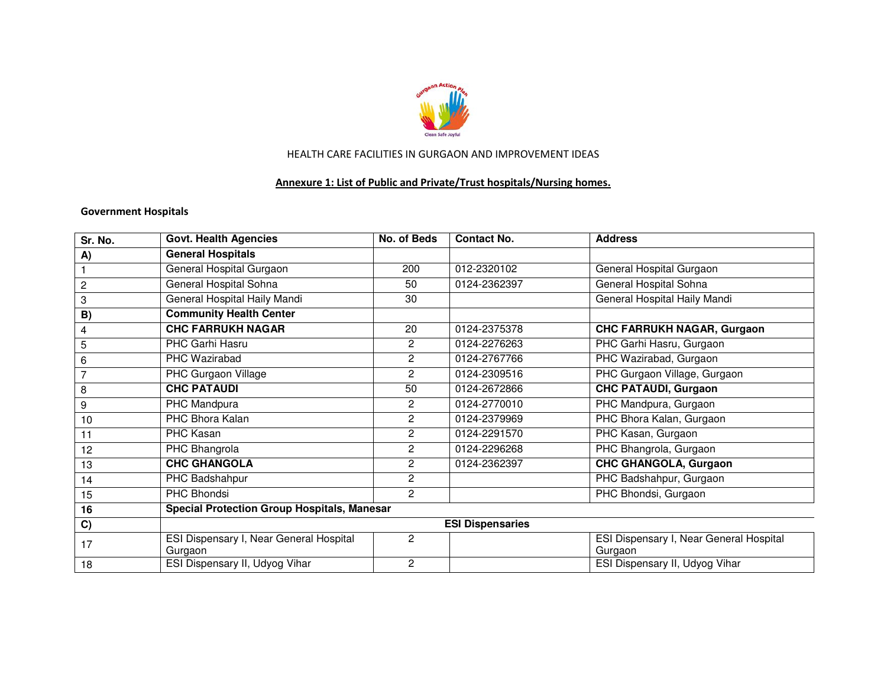HEALTH CARE FACILITIES IN GURGAON AND IMPROVEMENT IDEAS

## Annexure 1: List of Public and Private/Trust hospitals/Nursing homes.

### Government Hospitals

| Sr. No. | Govt. Health Agencies | No. of Beds | Contact No. | Address |
|---|---|---|---|---|
| **A)** | **General Hospitals** | | | |
| 1 | General Hospital Gurgaon | 200 | 012-2320102 | General Hospital Gurgaon |
| 2 | General Hospital Sohna | 50 | 0124-2362397 | General Hospital Sohna |
| 3 | General Hospital Haily Mandi | 30 | | General Hospital Haily Mandi |
| **B)** | **Community Health Center** | | | |
| 4 | **CHC FARRUKH NAGAR** | 20 | 0124-2375378 | **CHC FARRUKH NAGAR, Gurgaon** |
| 5 | PHC Garhi Hasru | 2 | 0124-2276263 | PHC Garhi Hasru, Gurgaon |
| 6 | PHC Wazirabad | 2 | 0124-2767766 | PHC Wazirabad, Gurgaon |
| 7 | PHC Gurgaon Village | 2 | 0124-2309516 | PHC Gurgaon Village, Gurgaon |
| 8 | **CHC PATAUDI** | 50 | 0124-2672866 | **CHC PATAUDI, Gurgaon** |
| 9 | PHC Mandpura | 2 | 0124-2770010 | PHC Mandpura, Gurgaon |
| 10 | PHC Bhora Kalan | 2 | 0124-2379969 | PHC Bhora Kalan, Gurgaon |
| 11 | PHC Kasan | 2 | 0124-2291570 | PHC Kasan, Gurgaon |
| 12 | PHC Bhangrola | 2 | 0124-2296268 | PHC Bhangrola, Gurgaon |
| 13 | **CHC GHANGOLA** | 2 | 0124-2362397 | **CHC GHANGOLA, Gurgaon** |
| 14 | PHC Badshahpur | 2 | | PHC Badshahpur, Gurgaon |
| 15 | PHC Bhondsi | 2 | | PHC Bhondsi, Gurgaon |
| **16** | **Special Protection Group Hospitals, Manesar** | | | |
| **C)** | **ESI Dispensaries** | | | |
| 17 | ESI Dispensary I, Near General Hospital Gurgaon | 2 | | ESI Dispensary I, Near General Hospital Gurgaon |
| 18 | ESI Dispensary II, Udyog Vihar | 2 | | ESI Dispensary II, Udyog Vihar |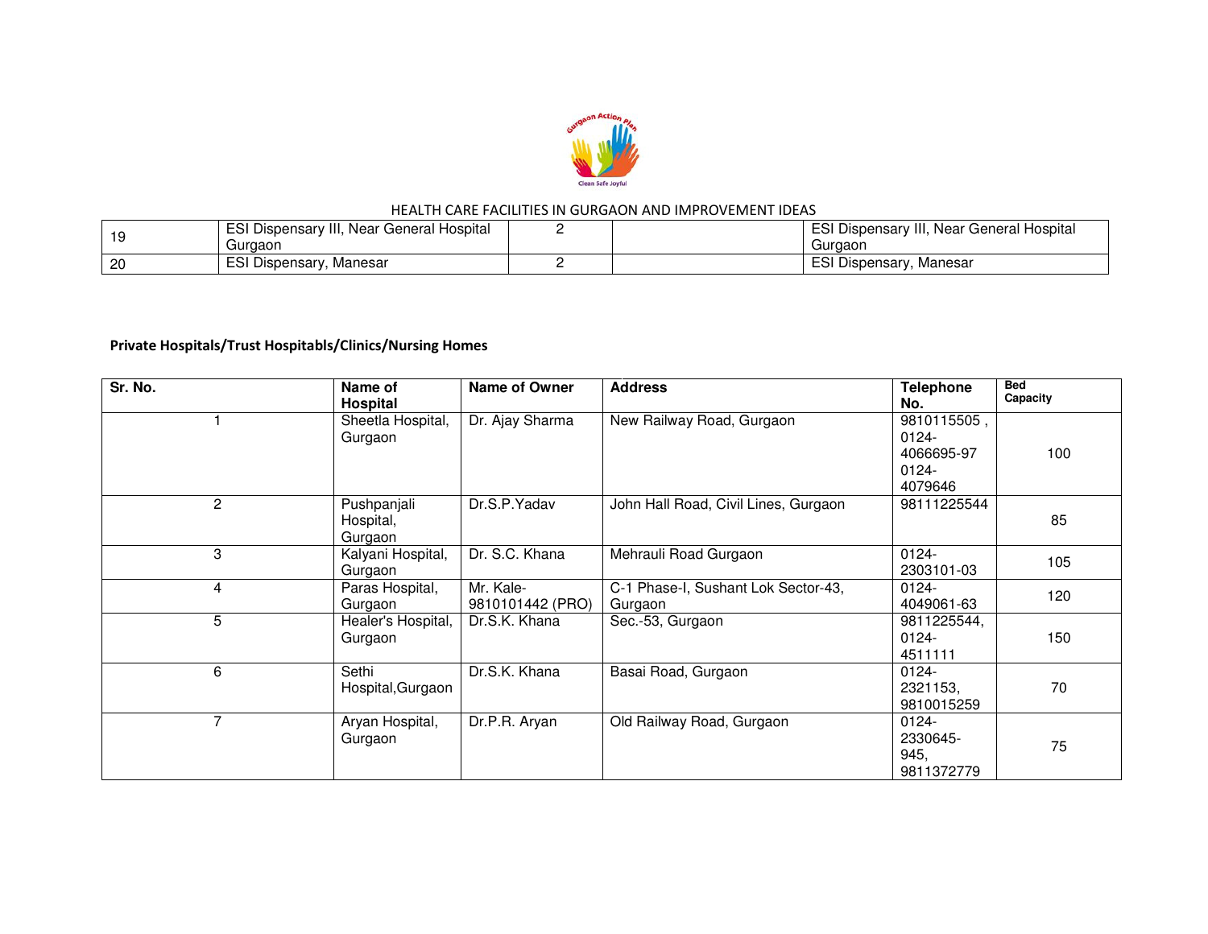HEALTH CARE FACILITIES IN GURGAON AND IMPROVEMENT IDEAS

| | | | | |
|---|---|---|---|---|
| 19 | ESI Dispensary III, Near General Hospital Gurgaon | 2 | | ESI Dispensary III, Near General Hospital Gurgaon |
| 20 | ESI Dispensary, Manesar | 2 | | ESI Dispensary, Manesar |

**Private Hospitals/Trust Hospitabls/Clinics/Nursing Homes**

| Sr. No. | Name of Hospital | Name of Owner | Address | Telephone No. | Bed Capacity |
|---|---|---|---|---|---|
| 1 | Sheetla Hospital, Gurgaon | Dr. Ajay Sharma | New Railway Road, Gurgaon | 9810115505 , 0124-4066695-97 0124-4079646 | 100 |
| 2 | Pushpanjali Hospital, Gurgaon | Dr.S.P.Yadav | John Hall Road, Civil Lines, Gurgaon | 98111225544 | 85 |
| 3 | Kalyani Hospital, Gurgaon | Dr. S.C. Khana | Mehrauli Road Gurgaon | 0124-2303101-03 | 105 |
| 4 | Paras Hospital, Gurgaon | Mr. Kale-9810101442 (PRO) | C-1 Phase-I, Sushant Lok Sector-43, Gurgaon | 0124-4049061-63 | 120 |
| 5 | Healer's Hospital, Gurgaon | Dr.S.K. Khana | Sec.-53, Gurgaon | 9811225544, 0124-4511111 | 150 |
| 6 | Sethi Hospital,Gurgaon | Dr.S.K. Khana | Basai Road, Gurgaon | 0124-2321153, 9810015259 | 70 |
| 7 | Aryan Hospital, Gurgaon | Dr.P.R. Aryan | Old Railway Road, Gurgaon | 0124-2330645-945, 9811372779 | 75 |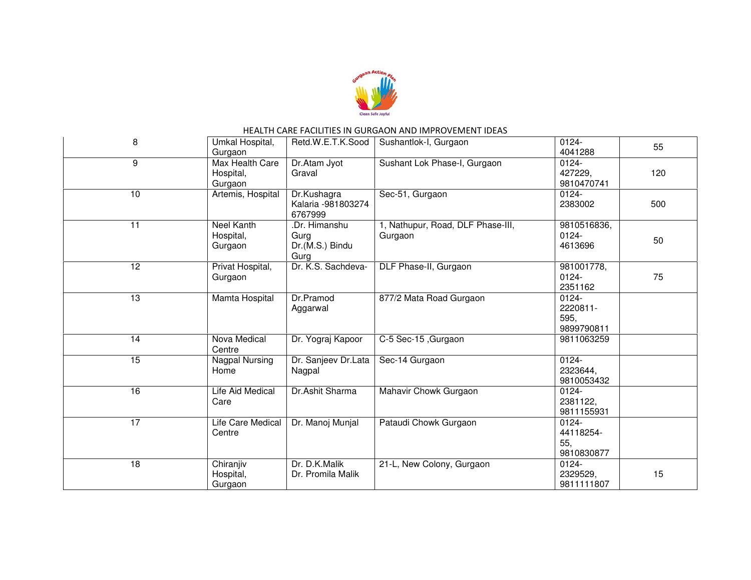HEALTH CARE FACILITIES IN GURGAON AND IMPROVEMENT IDEAS

| | | | | | |
|---|---|---|---|---|---|
| 8 | Umkal Hospital, Gurgaon | Retd.W.E.T.K.Sood | Sushantlok-I, Gurgaon | 0124-4041288 | 55 |
| 9 | Max Health Care Hospital, Gurgaon | Dr.Atam Jyot Graval | Sushant Lok Phase-I, Gurgaon | 0124-427229, 9810470741 | 120 |
| 10 | Artemis, Hospital | Dr.Kushagra Kalaria -981803274 6767999 | Sec-51, Gurgaon | 0124-2383002 | 500 |
| 11 | Neel Kanth Hospital, Gurgaon | .Dr. Himanshu Gurg Dr.(M.S.) Bindu Gurg | 1, Nathupur, Road, DLF Phase-III, Gurgaon | 9810516836, 0124-4613696 | 50 |
| 12 | Privat Hospital, Gurgaon | Dr. K.S. Sachdeva- | DLF Phase-II, Gurgaon | 981001778, 0124-2351162 | 75 |
| 13 | Mamta Hospital | Dr.Pramod Aggarwal | 877/2 Mata Road Gurgaon | 0124-2220811-595, 9899790811 | |
| 14 | Nova Medical Centre | Dr. Yograj Kapoor | C-5 Sec-15 ,Gurgaon | 9811063259 | |
| 15 | Nagpal Nursing Home | Dr. Sanjeev Dr.Lata Nagpal | Sec-14 Gurgaon | 0124-2323644, 9810053432 | |
| 16 | Life Aid Medical Care | Dr.Ashit Sharma | Mahavir Chowk Gurgaon | 0124-2381122, 9811155931 | |
| 17 | Life Care Medical Centre | Dr. Manoj Munjal | Pataudi Chowk Gurgaon | 0124-44118254-55, 9810830877 | |
| 18 | Chiranjiv Hospital, Gurgaon | Dr. D.K.Malik Dr. Promila Malik | 21-L, New Colony, Gurgaon | 0124-2329529, 9811111807 | 15 |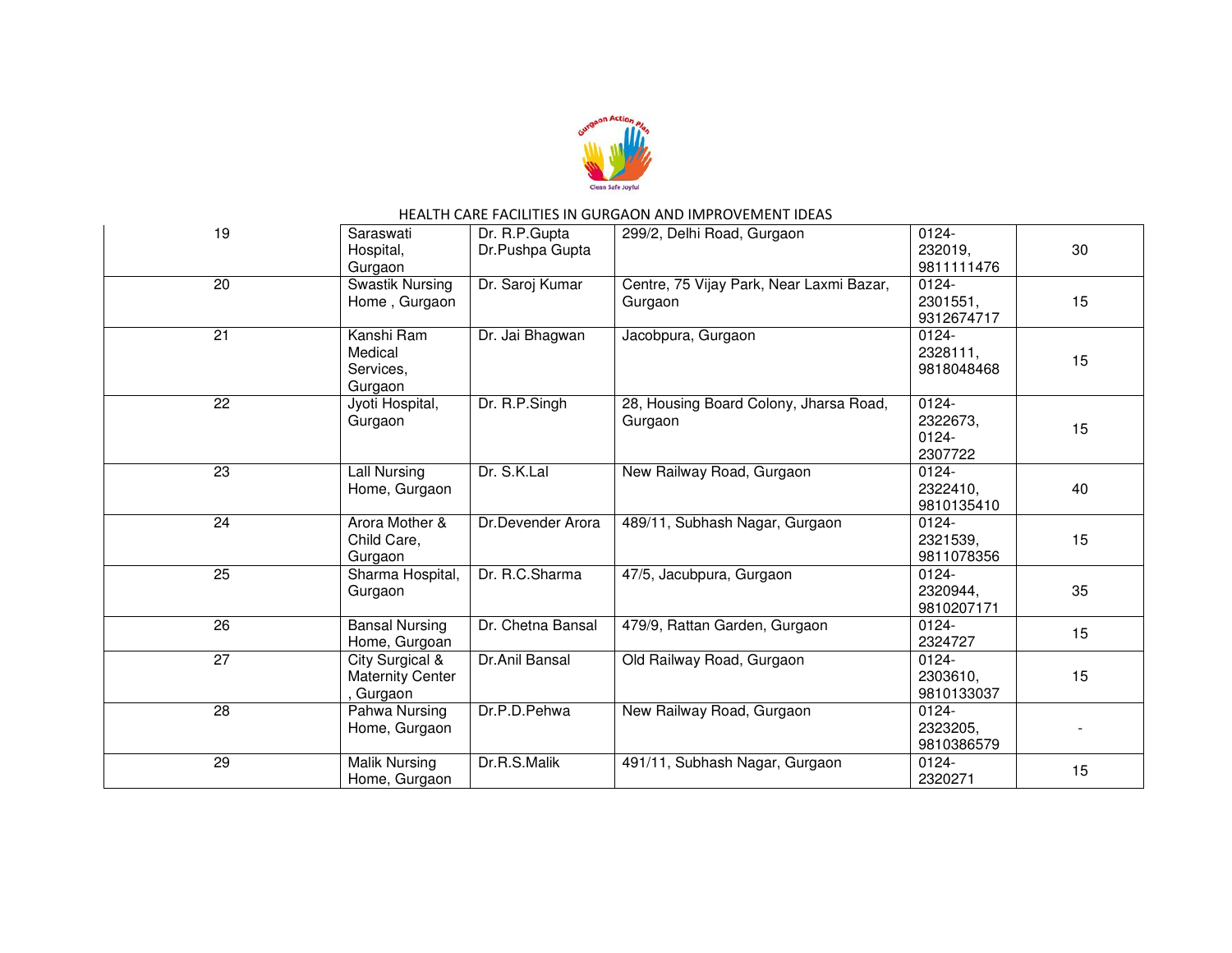HEALTH CARE FACILITIES IN GURGAON AND IMPROVEMENT IDEAS

| | | | | | |
|---|---|---|---|---|---|
| 19 | Saraswati Hospital, Gurgaon | Dr. R.P.Gupta Dr.Pushpa Gupta | 299/2, Delhi Road, Gurgaon | 0124-232019, 9811111476 | 30 |
| 20 | Swastik Nursing Home , Gurgaon | Dr. Saroj Kumar | Centre, 75 Vijay Park, Near Laxmi Bazar, Gurgaon | 0124-2301551, 9312674717 | 15 |
| 21 | Kanshi Ram Medical Services, Gurgaon | Dr. Jai Bhagwan | Jacobpura, Gurgaon | 0124-2328111, 9818048468 | 15 |
| 22 | Jyoti Hospital, Gurgaon | Dr. R.P.Singh | 28, Housing Board Colony, Jharsa Road, Gurgaon | 0124-2322673, 0124-2307722 | 15 |
| 23 | Lall Nursing Home, Gurgaon | Dr. S.K.Lal | New Railway Road, Gurgaon | 0124-2322410, 9810135410 | 40 |
| 24 | Arora Mother & Child Care, Gurgaon | Dr.Devender Arora | 489/11, Subhash Nagar, Gurgaon | 0124-2321539, 9811078356 | 15 |
| 25 | Sharma Hospital, Gurgaon | Dr. R.C.Sharma | 47/5, Jacubpura, Gurgaon | 0124-2320944, 9810207171 | 35 |
| 26 | Bansal Nursing Home, Gurgoan | Dr. Chetna Bansal | 479/9, Rattan Garden, Gurgaon | 0124-2324727 | 15 |
| 27 | City Surgical & Maternity Center , Gurgaon | Dr.Anil Bansal | Old Railway Road, Gurgaon | 0124-2303610, 9810133037 | 15 |
| 28 | Pahwa Nursing Home, Gurgaon | Dr.P.D.Pehwa | New Railway Road, Gurgaon | 0124-2323205, 9810386579 | - |
| 29 | Malik Nursing Home, Gurgaon | Dr.R.S.Malik | 491/11, Subhash Nagar, Gurgaon | 0124-2320271 | 15 |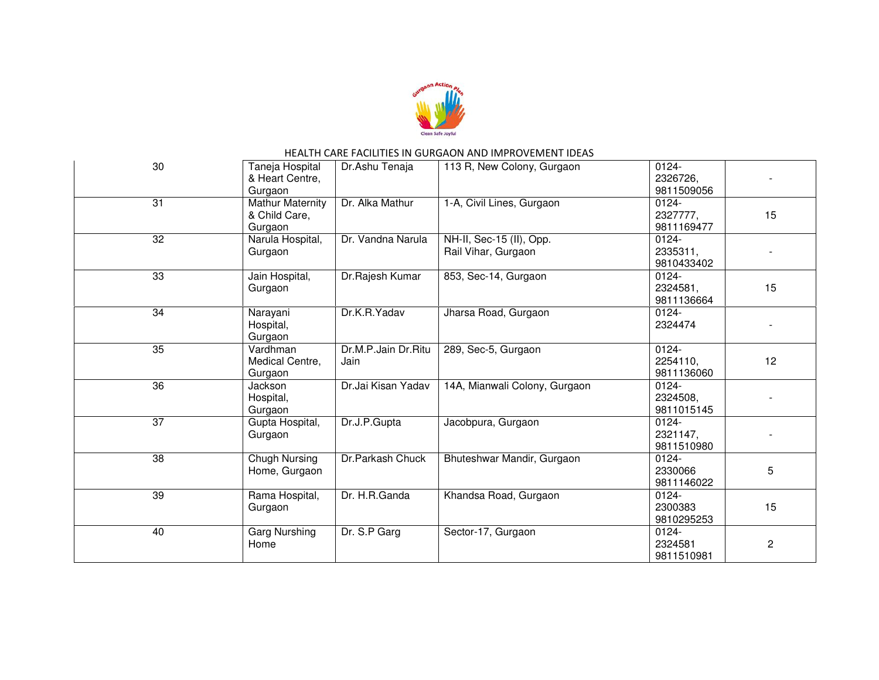HEALTH CARE FACILITIES IN GURGAON AND IMPROVEMENT IDEAS

| | | | | | |
|---|---|---|---|---|---|
| 30 | Taneja Hospital & Heart Centre, Gurgaon | Dr.Ashu Tenaja | 113 R, New Colony, Gurgaon | 0124-2326726, 9811509056 | - |
| 31 | Mathur Maternity & Child Care, Gurgaon | Dr. Alka Mathur | 1-A, Civil Lines, Gurgaon | 0124-2327777, 9811169477 | 15 |
| 32 | Narula Hospital, Gurgaon | Dr. Vandna Narula | NH-II, Sec-15 (II), Opp. Rail Vihar, Gurgaon | 0124-2335311, 9810433402 | - |
| 33 | Jain Hospital, Gurgaon | Dr.Rajesh Kumar | 853, Sec-14, Gurgaon | 0124-2324581, 9811136664 | 15 |
| 34 | Narayani Hospital, Gurgaon | Dr.K.R.Yadav | Jharsa Road, Gurgaon | 0124-2324474 | - |
| 35 | Vardhman Medical Centre, Gurgaon | Dr.M.P.Jain Dr.Ritu Jain | 289, Sec-5, Gurgaon | 0124-2254110, 9811136060 | 12 |
| 36 | Jackson Hospital, Gurgaon | Dr.Jai Kisan Yadav | 14A, Mianwali Colony, Gurgaon | 0124-2324508, 9811015145 | - |
| 37 | Gupta Hospital, Gurgaon | Dr.J.P.Gupta | Jacobpura, Gurgaon | 0124-2321147, 9811510980 | - |
| 38 | Chugh Nursing Home, Gurgaon | Dr.Parkash Chuck | Bhuteshwar Mandir, Gurgaon | 0124-2330066 9811146022 | 5 |
| 39 | Rama Hospital, Gurgaon | Dr. H.R.Ganda | Khandsa Road, Gurgaon | 0124-2300383 9810295253 | 15 |
| 40 | Garg Nursing Home | Dr. S.P Garg | Sector-17, Gurgaon | 0124-2324581 9811510981 | 2 |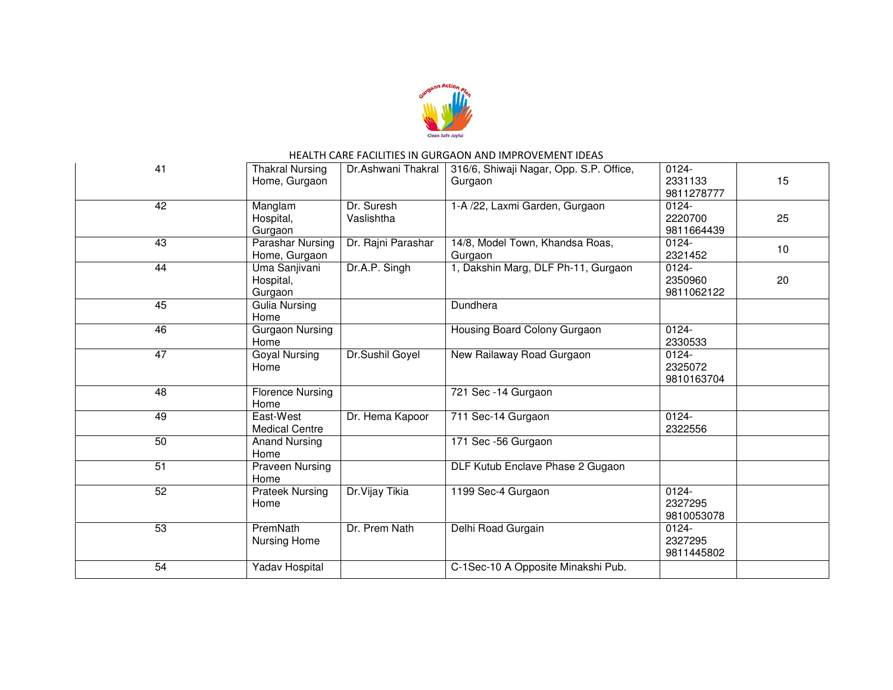HEALTH CARE FACILITIES IN GURGAON AND IMPROVEMENT IDEAS

| | | | | | |
|---|---|---|---|---|---|
| 41 | Thakral Nursing Home, Gurgaon | Dr.Ashwani Thakral | 316/6, Shiwaji Nagar, Opp. S.P. Office, Gurgaon | 0124-2331133 9811278777 | 15 |
| 42 | Manglam Hospital, Gurgaon | Dr. Suresh Vaslishtha | 1-A /22, Laxmi Garden, Gurgaon | 0124-2220700 9811664439 | 25 |
| 43 | Parashar Nursing Home, Gurgaon | Dr. Rajni Parashar | 14/8, Model Town, Khandsa Roas, Gurgaon | 0124-2321452 | 10 |
| 44 | Uma Sanjivani Hospital, Gurgaon | Dr.A.P. Singh | 1, Dakshin Marg, DLF Ph-11, Gurgaon | 0124-2350960 9811062122 | 20 |
| 45 | Gulia Nursing Home | | Dundhera | | |
| 46 | Gurgaon Nursing Home | | Housing Board Colony Gurgaon | 0124-2330533 | |
| 47 | Goyal Nursing Home | Dr.Sushil Goyel | New Railaway Road Gurgaon | 0124-2325072 9810163704 | |
| 48 | Florence Nursing Home | | 721 Sec -14 Gurgaon | | |
| 49 | East-West Medical Centre | Dr. Hema Kapoor | 711 Sec-14 Gurgaon | 0124-2322556 | |
| 50 | Anand Nursing Home | | 171 Sec -56 Gurgaon | | |
| 51 | Praveen Nursing Home | | DLF Kutub Enclave Phase 2 Gugaon | | |
| 52 | Prateek Nursing Home | Dr.Vijay Tikia | 1199 Sec-4 Gurgaon | 0124-2327295 9810053078 | |
| 53 | PremNath Nursing Home | Dr. Prem Nath | Delhi Road Gurgain | 0124-2327295 9811445802 | |
| 54 | Yadav Hospital | | C-1Sec-10 A Opposite Minakshi Pub. | | |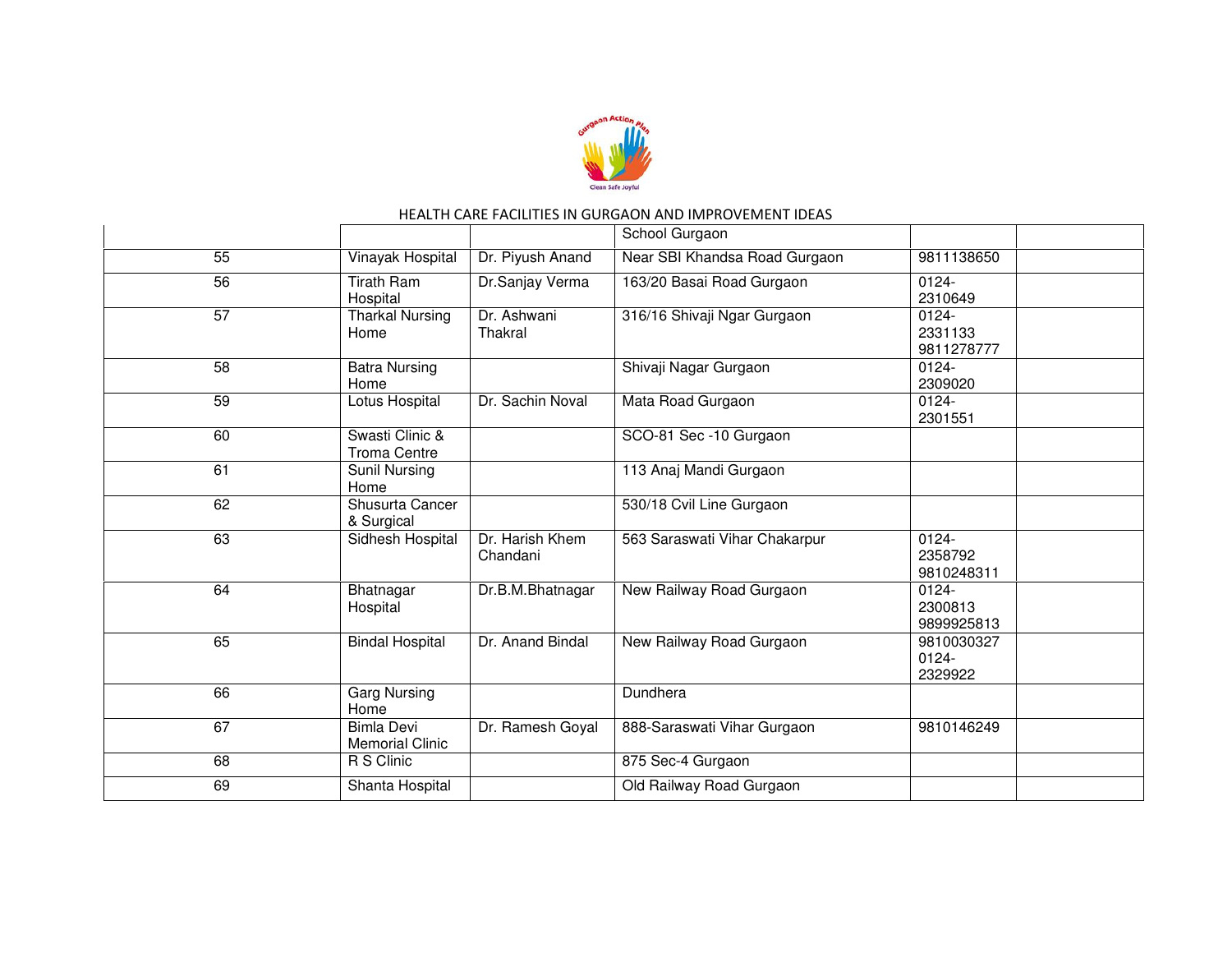HEALTH CARE FACILITIES IN GURGAON AND IMPROVEMENT IDEAS

| | | | | | |
|---|---|---|---|---|---|
| | | | School Gurgaon | | |
| 55 | Vinayak Hospital | Dr. Piyush Anand | Near SBI Khandsa Road Gurgaon | 9811138650 | |
| 56 | Tirath Ram Hospital | Dr.Sanjay Verma | 163/20 Basai Road Gurgaon | 0124-2310649 | |
| 57 | Tharkal Nursing Home | Dr. Ashwani Thakral | 316/16 Shivaji Ngar Gurgaon | 0124-2331133 9811278777 | |
| 58 | Batra Nursing Home | | Shivaji Nagar Gurgaon | 0124-2309020 | |
| 59 | Lotus Hospital | Dr. Sachin Noval | Mata Road Gurgaon | 0124-2301551 | |
| 60 | Swasti Clinic & Troma Centre | | SCO-81 Sec -10 Gurgaon | | |
| 61 | Sunil Nursing Home | | 113 Anaj Mandi Gurgaon | | |
| 62 | Shusurta Cancer & Surgical | | 530/18 Cvil Line Gurgaon | | |
| 63 | Sidhesh Hospital | Dr. Harish Khem Chandani | 563 Saraswati Vihar Chakarpur | 0124-2358792 9810248311 | |
| 64 | Bhatnagar Hospital | Dr.B.M.Bhatnagar | New Railway Road Gurgaon | 0124-2300813 9899925813 | |
| 65 | Bindal Hospital | Dr. Anand Bindal | New Railway Road Gurgaon | 9810030327 0124-2329922 | |
| 66 | Garg Nursing Home | | Dundhera | | |
| 67 | Bimla Devi Memorial Clinic | Dr. Ramesh Goyal | 888-Saraswati Vihar Gurgaon | 9810146249 | |
| 68 | R S Clinic | | 875 Sec-4 Gurgaon | | |
| 69 | Shanta Hospital | | Old Railway Road Gurgaon | | |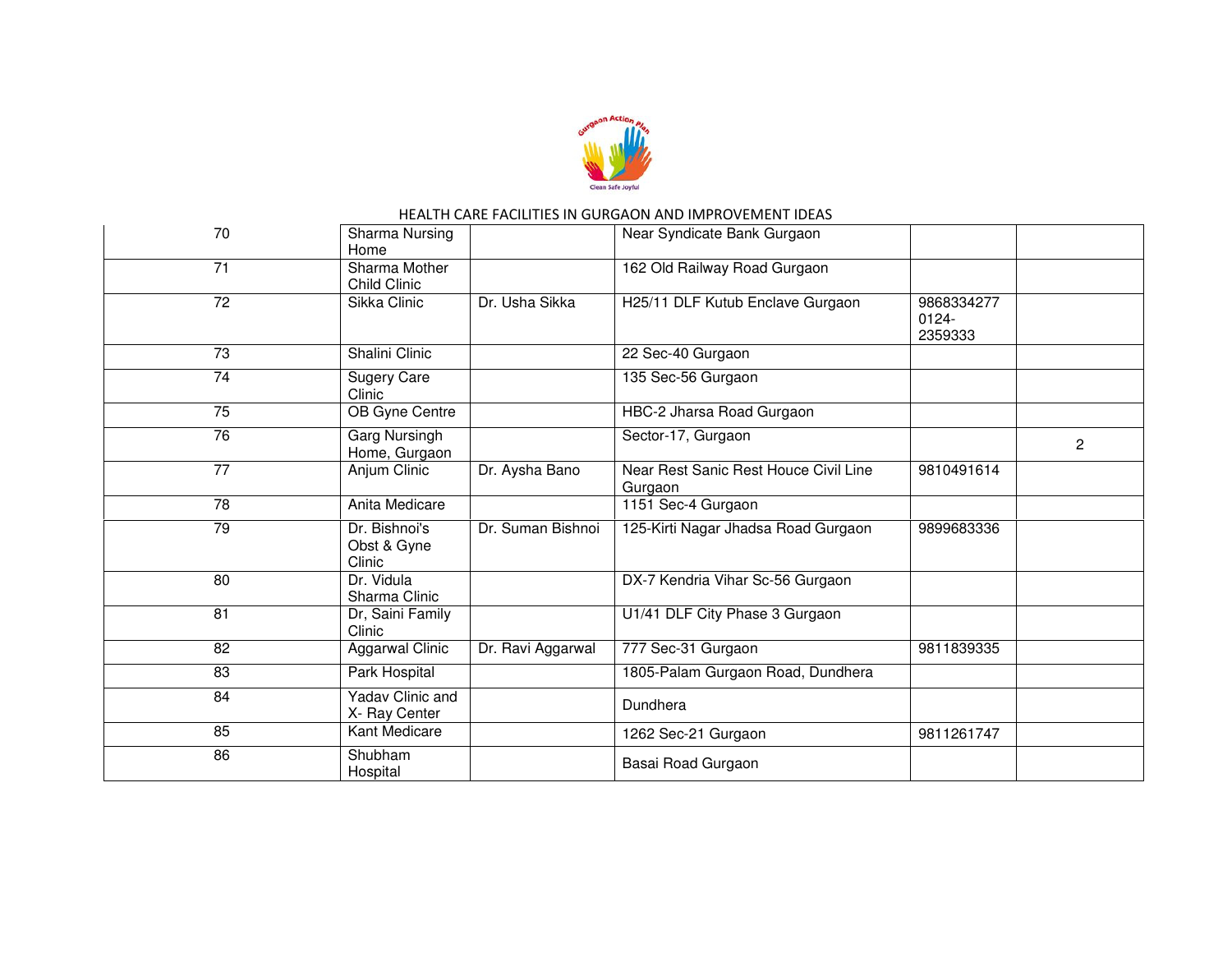HEALTH CARE FACILITIES IN GURGAON AND IMPROVEMENT IDEAS

| | | | | | |
|---|---|---|---|---|---|
| 70 | Sharma Nursing Home | | Near Syndicate Bank Gurgaon | | |
| 71 | Sharma Mother Child Clinic | | 162 Old Railway Road Gurgaon | | |
| 72 | Sikka Clinic | Dr. Usha Sikka | H25/11 DLF Kutub Enclave Gurgaon | 9868334277 0124-2359333 | |
| 73 | Shalini Clinic | | 22 Sec-40 Gurgaon | | |
| 74 | Sugery Care Clinic | | 135 Sec-56 Gurgaon | | |
| 75 | OB Gyne Centre | | HBC-2 Jharsa Road Gurgaon | | |
| 76 | Garg Nursingh Home, Gurgaon | | Sector-17, Gurgaon | | 2 |
| 77 | Anjum Clinic | Dr. Aysha Bano | Near Rest Sanic Rest Houce Civil Line Gurgaon | 9810491614 | |
| 78 | Anita Medicare | | 1151 Sec-4 Gurgaon | | |
| 79 | Dr. Bishnoi's Obst & Gyne Clinic | Dr. Suman Bishnoi | 125-Kirti Nagar Jhadsa Road Gurgaon | 9899683336 | |
| 80 | Dr. Vidula Sharma Clinic | | DX-7 Kendria Vihar Sc-56 Gurgaon | | |
| 81 | Dr, Saini Family Clinic | | U1/41 DLF City Phase 3 Gurgaon | | |
| 82 | Aggarwal Clinic | Dr. Ravi Aggarwal | 777 Sec-31 Gurgaon | 9811839335 | |
| 83 | Park Hospital | | 1805-Palam Gurgaon Road, Dundhera | | |
| 84 | Yadav Clinic and X- Ray Center | | Dundhera | | |
| 85 | Kant Medicare | | 1262 Sec-21 Gurgaon | 9811261747 | |
| 86 | Shubham Hospital | | Basai Road Gurgaon | | |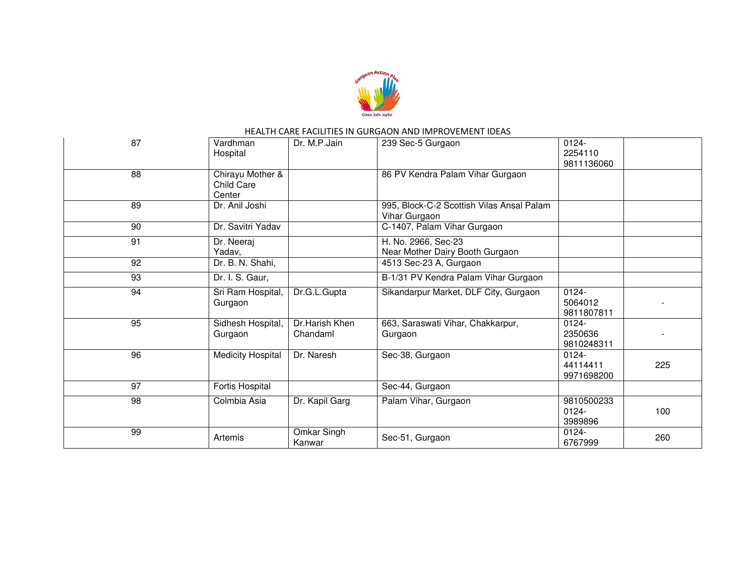HEALTH CARE FACILITIES IN GURGAON AND IMPROVEMENT IDEAS

| | | | | | |
|---|---|---|---|---|---|
| 87 | Vardhman Hospital | Dr. M.P.Jain | 239 Sec-5 Gurgaon | 0124-2254110 9811136060 | |
| 88 | Chirayu Mother & Child Care Center | | 86 PV Kendra Palam Vihar Gurgaon | | |
| 89 | Dr. Anil Joshi | | 995, Block-C-2 Scottish Vilas Ansal Palam Vihar Gurgaon | | |
| 90 | Dr. Savitri Yadav | | C-1407, Palam Vihar Gurgaon | | |
| 91 | Dr. Neeraj Yadav, | | H. No. 2966, Sec-23 Near Mother Dairy Booth Gurgaon | | |
| 92 | Dr. B. N. Shahi, | | 4513 Sec-23 A, Gurgaon | | |
| 93 | Dr. I. S. Gaur, | | B-1/31 PV Kendra Palam Vihar Gurgaon | | |
| 94 | Sri Ram Hospital, Gurgaon | Dr.G.L.Gupta | Sikandarpur Market, DLF City, Gurgaon | 0124-5064012 9811807811 | - |
| 95 | Sidhesh Hospital, Gurgaon | Dr.Harish Khen Chandaml | 663, Saraswati Vihar, Chakkarpur, Gurgaon | 0124-2350636 9810248311 | - |
| 96 | Medicity Hospital | Dr. Naresh | Sec-38, Gurgaon | 0124-44114411 9971698200 | 225 |
| 97 | Fortis Hospital | | Sec-44, Gurgaon | | |
| 98 | Colmbia Asia | Dr. Kapil Garg | Palam Vihar, Gurgaon | 9810500233 0124-3989896 | 100 |
| 99 | Artemis | Omkar Singh Kanwar | Sec-51, Gurgaon | 0124-6767999 | 260 |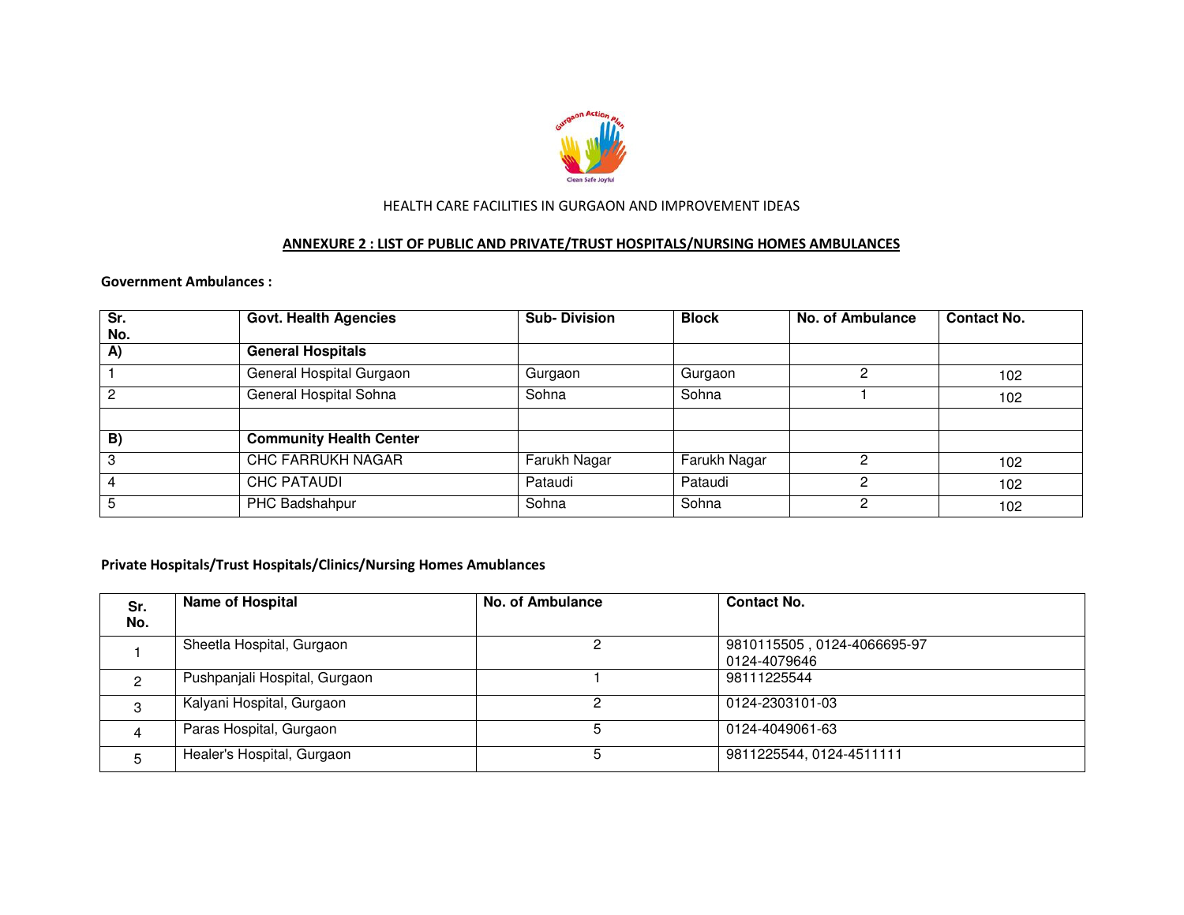HEALTH CARE FACILITIES IN GURGAON AND IMPROVEMENT IDEAS

## ANNEXURE 2 : LIST OF PUBLIC AND PRIVATE/TRUST HOSPITALS/NURSING HOMES AMBULANCES

**Government Ambulances :**

| Sr. No. | Govt. Health Agencies | Sub- Division | Block | No. of Ambulance | Contact No. |
|---|---|---|---|---|---|
| **A)** | **General Hospitals** | | | | |
| 1 | General Hospital Gurgaon | Gurgaon | Gurgaon | 2 | 102 |
| 2 | General Hospital Sohna | Sohna | Sohna | 1 | 102 |
| | | | | | |
| **B)** | **Community Health Center** | | | | |
| 3 | CHC FARRUKH NAGAR | Farukh Nagar | Farukh Nagar | 2 | 102 |
| 4 | CHC PATAUDI | Pataudi | Pataudi | 2 | 102 |
| 5 | PHC Badshahpur | Sohna | Sohna | 2 | 102 |

**Private Hospitals/Trust Hospitals/Clinics/Nursing Homes Amublances**

| Sr. No. | Name of Hospital | No. of Ambulance | Contact No. |
|---|---|---|---|
| 1 | Sheetla Hospital, Gurgaon | 2 | 9810115505 , 0124-4066695-97 0124-4079646 |
| 2 | Pushpanjali Hospital, Gurgaon | 1 | 98111225544 |
| 3 | Kalyani Hospital, Gurgaon | 2 | 0124-2303101-03 |
| 4 | Paras Hospital, Gurgaon | 5 | 0124-4049061-63 |
| 5 | Healer's Hospital, Gurgaon | 5 | 9811225544, 0124-4511111 |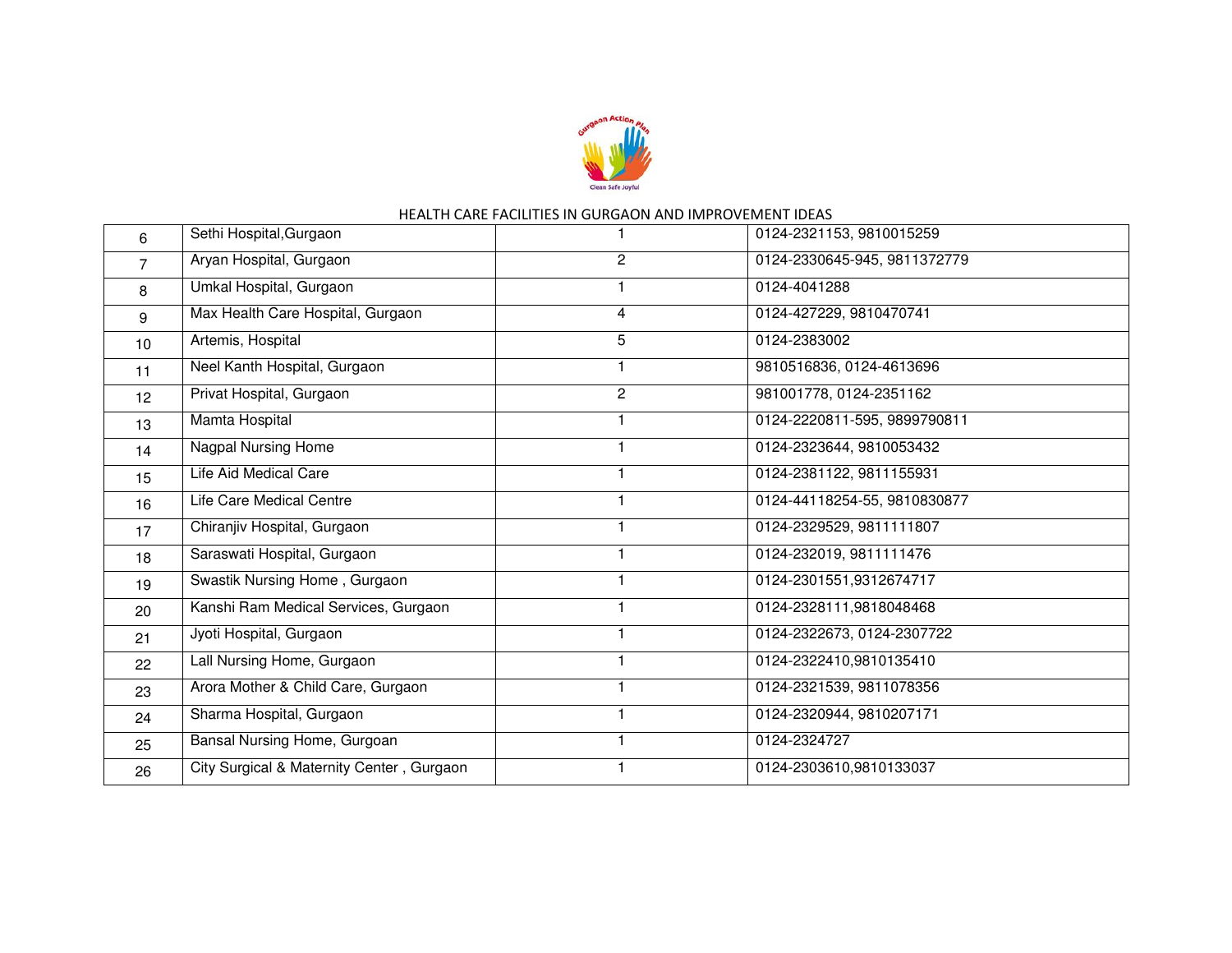HEALTH CARE FACILITIES IN GURGAON AND IMPROVEMENT IDEAS

| | | | |
|---|---|---|---|
| 6 | Sethi Hospital,Gurgaon | 1 | 0124-2321153, 9810015259 |
| 7 | Aryan Hospital, Gurgaon | 2 | 0124-2330645-945, 9811372779 |
| 8 | Umkal Hospital, Gurgaon | 1 | 0124-4041288 |
| 9 | Max Health Care Hospital, Gurgaon | 4 | 0124-427229, 9810470741 |
| 10 | Artemis, Hospital | 5 | 0124-2383002 |
| 11 | Neel Kanth Hospital, Gurgaon | 1 | 9810516836, 0124-4613696 |
| 12 | Privat Hospital, Gurgaon | 2 | 981001778, 0124-2351162 |
| 13 | Mamta Hospital | 1 | 0124-2220811-595, 9899790811 |
| 14 | Nagpal Nursing Home | 1 | 0124-2323644, 9810053432 |
| 15 | Life Aid Medical Care | 1 | 0124-2381122, 9811155931 |
| 16 | Life Care Medical Centre | 1 | 0124-44118254-55, 9810830877 |
| 17 | Chiranjiv Hospital, Gurgaon | 1 | 0124-2329529, 9811111807 |
| 18 | Saraswati Hospital, Gurgaon | 1 | 0124-232019, 9811111476 |
| 19 | Swastik Nursing Home , Gurgaon | 1 | 0124-2301551,9312674717 |
| 20 | Kanshi Ram Medical Services, Gurgaon | 1 | 0124-2328111,9818048468 |
| 21 | Jyoti Hospital, Gurgaon | 1 | 0124-2322673, 0124-2307722 |
| 22 | Lall Nursing Home, Gurgaon | 1 | 0124-2322410,9810135410 |
| 23 | Arora Mother & Child Care, Gurgaon | 1 | 0124-2321539, 9811078356 |
| 24 | Sharma Hospital, Gurgaon | 1 | 0124-2320944, 9810207171 |
| 25 | Bansal Nursing Home, Gurgoan | 1 | 0124-2324727 |
| 26 | City Surgical & Maternity Center , Gurgaon | 1 | 0124-2303610,9810133037 |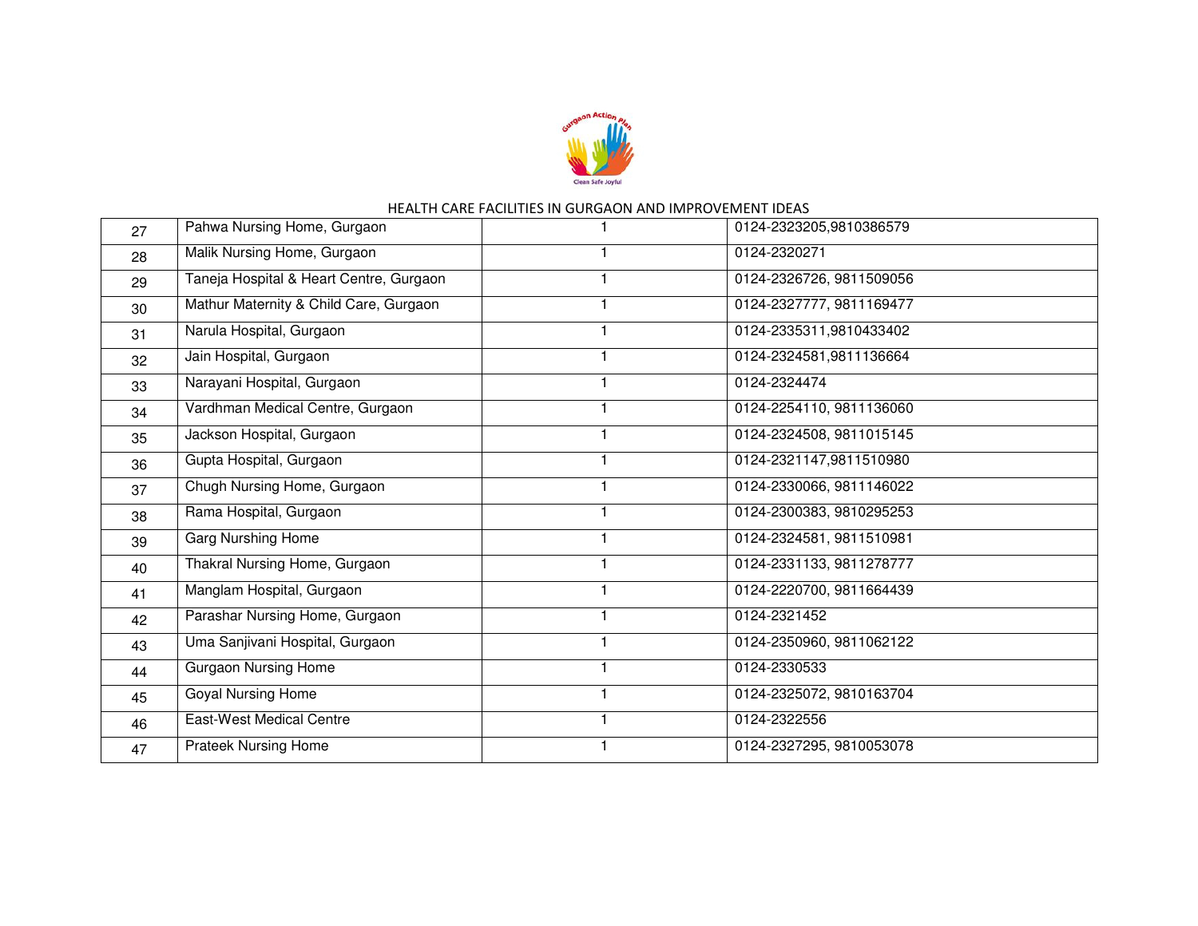HEALTH CARE FACILITIES IN GURGAON AND IMPROVEMENT IDEAS

| | | | |
|---|---|---|---|
| 27 | Pahwa Nursing Home, Gurgaon | 1 | 0124-2323205,9810386579 |
| 28 | Malik Nursing Home, Gurgaon | 1 | 0124-2320271 |
| 29 | Taneja Hospital & Heart Centre, Gurgaon | 1 | 0124-2326726, 9811509056 |
| 30 | Mathur Maternity & Child Care, Gurgaon | 1 | 0124-2327777, 9811169477 |
| 31 | Narula Hospital, Gurgaon | 1 | 0124-2335311,9810433402 |
| 32 | Jain Hospital, Gurgaon | 1 | 0124-2324581,9811136664 |
| 33 | Narayani Hospital, Gurgaon | 1 | 0124-2324474 |
| 34 | Vardhman Medical Centre, Gurgaon | 1 | 0124-2254110, 9811136060 |
| 35 | Jackson Hospital, Gurgaon | 1 | 0124-2324508, 9811015145 |
| 36 | Gupta Hospital, Gurgaon | 1 | 0124-2321147,9811510980 |
| 37 | Chugh Nursing Home, Gurgaon | 1 | 0124-2330066, 9811146022 |
| 38 | Rama Hospital, Gurgaon | 1 | 0124-2300383, 9810295253 |
| 39 | Garg Nurshing Home | 1 | 0124-2324581, 9811510981 |
| 40 | Thakral Nursing Home, Gurgaon | 1 | 0124-2331133, 9811278777 |
| 41 | Manglam Hospital, Gurgaon | 1 | 0124-2220700, 9811664439 |
| 42 | Parashar Nursing Home, Gurgaon | 1 | 0124-2321452 |
| 43 | Uma Sanjivani Hospital, Gurgaon | 1 | 0124-2350960, 9811062122 |
| 44 | Gurgaon Nursing Home | 1 | 0124-2330533 |
| 45 | Goyal Nursing Home | 1 | 0124-2325072, 9810163704 |
| 46 | East-West Medical Centre | 1 | 0124-2322556 |
| 47 | Prateek Nursing Home | 1 | 0124-2327295, 9810053078 |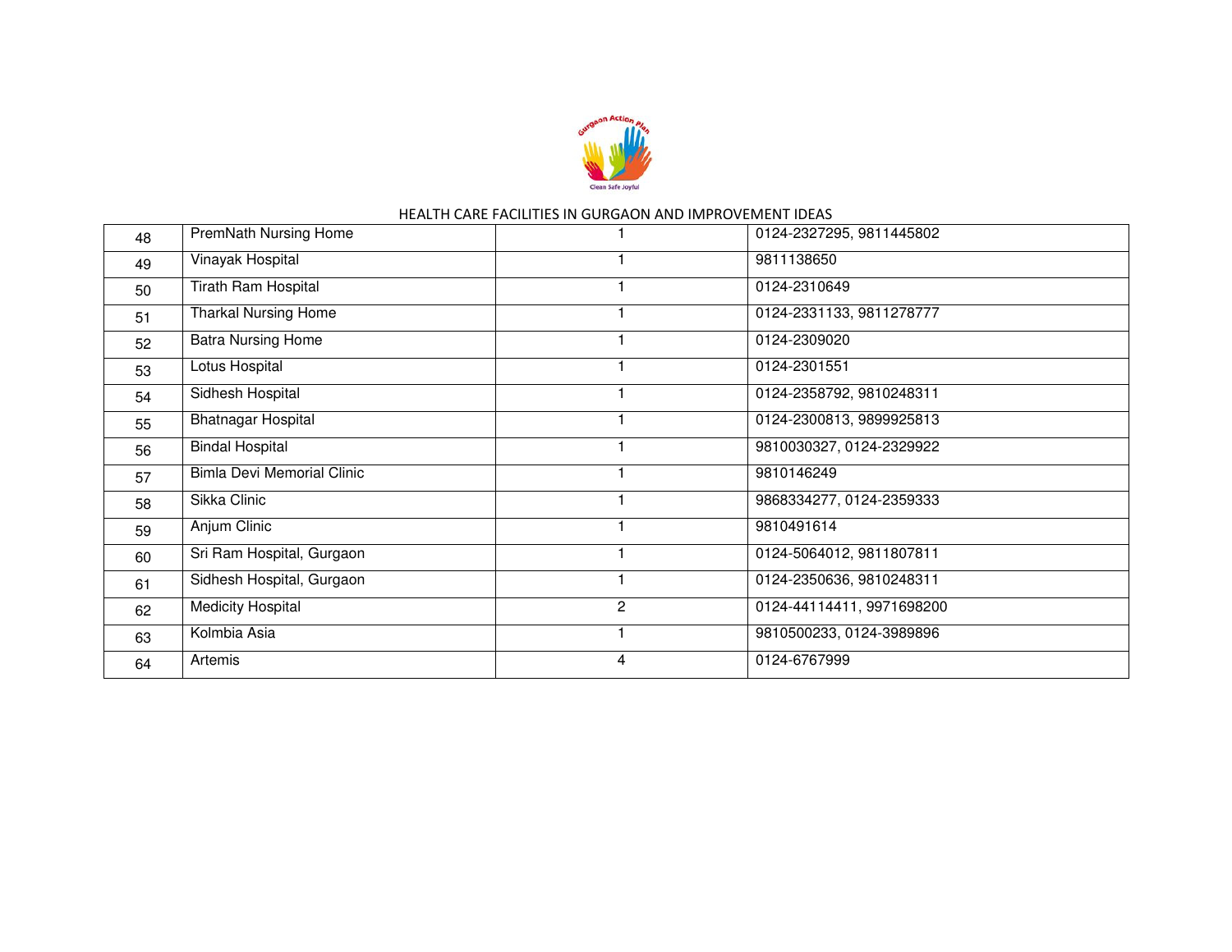HEALTH CARE FACILITIES IN GURGAON AND IMPROVEMENT IDEAS

| | | | |
|---|---|---|---|
| 48 | PremNath Nursing Home | 1 | 0124-2327295, 9811445802 |
| 49 | Vinayak Hospital | 1 | 9811138650 |
| 50 | Tirath Ram Hospital | 1 | 0124-2310649 |
| 51 | Tharkal Nursing Home | 1 | 0124-2331133, 9811278777 |
| 52 | Batra Nursing Home | 1 | 0124-2309020 |
| 53 | Lotus Hospital | 1 | 0124-2301551 |
| 54 | Sidhesh Hospital | 1 | 0124-2358792, 9810248311 |
| 55 | Bhatnagar Hospital | 1 | 0124-2300813, 9899925813 |
| 56 | Bindal Hospital | 1 | 9810030327, 0124-2329922 |
| 57 | Bimla Devi Memorial Clinic | 1 | 9810146249 |
| 58 | Sikka Clinic | 1 | 9868334277, 0124-2359333 |
| 59 | Anjum Clinic | 1 | 9810491614 |
| 60 | Sri Ram Hospital, Gurgaon | 1 | 0124-5064012, 9811807811 |
| 61 | Sidhesh Hospital, Gurgaon | 1 | 0124-2350636, 9810248311 |
| 62 | Medicity Hospital | 2 | 0124-44114411, 9971698200 |
| 63 | Kolmbia Asia | 1 | 9810500233, 0124-3989896 |
| 64 | Artemis | 4 | 0124-6767999 |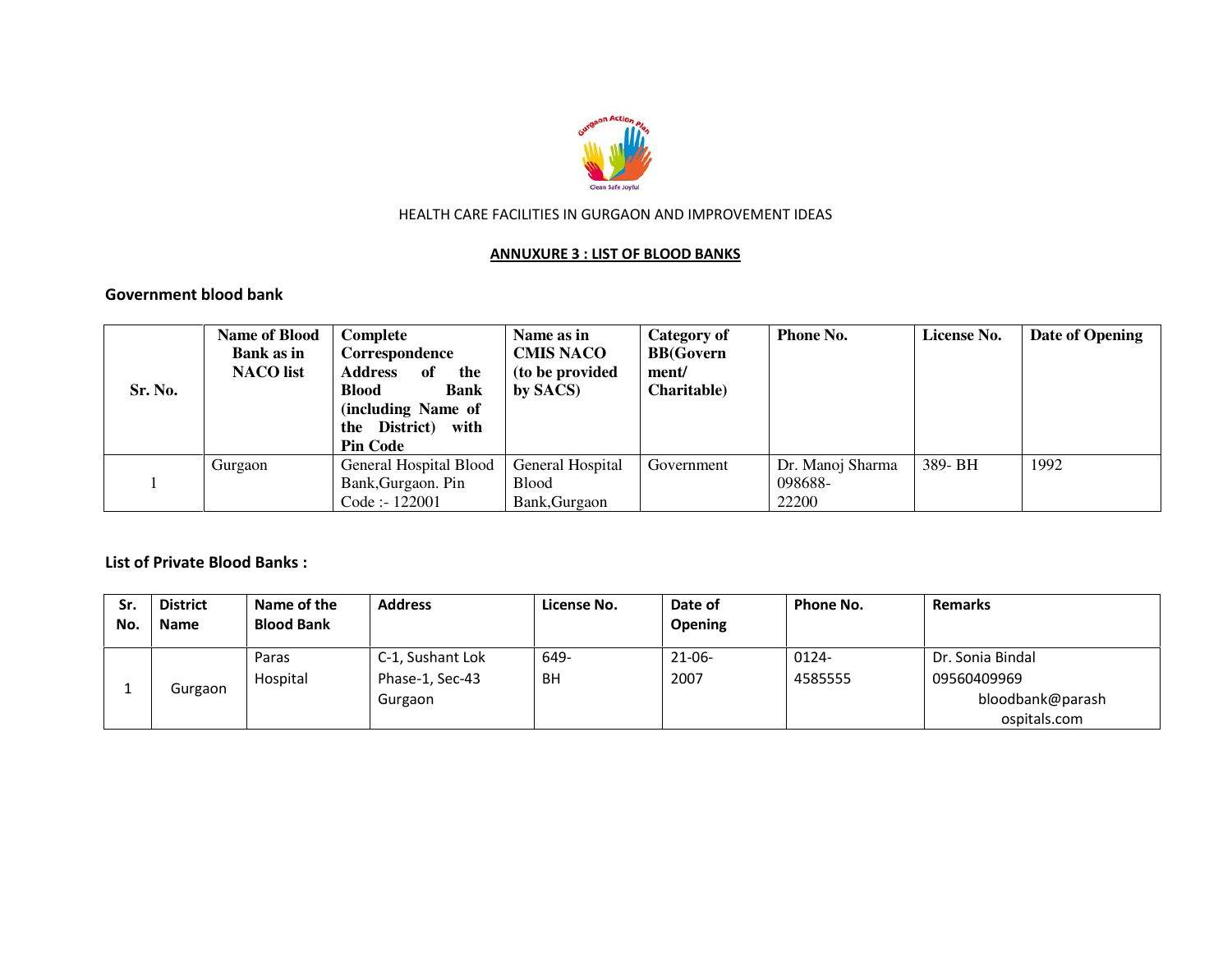HEALTH CARE FACILITIES IN GURGAON AND IMPROVEMENT IDEAS

## ANNUXURE 3 : LIST OF BLOOD BANKS

### Government blood bank

| Sr. No. | Name of Blood Bank as in NACO list | Complete Correspondence Address of the Blood Bank (including Name of the District) with Pin Code | Name as in CMIS NACO (to be provided by SACS) | Category of BB(Government/ Charitable) | Phone No. | License No. | Date of Opening |
|---|---|---|---|---|---|---|---|
| 1 | Gurgaon | General Hospital Blood Bank,Gurgaon. Pin Code :- 122001 | General Hospital Blood Bank,Gurgaon | Government | Dr. Manoj Sharma 098688-22200 | 389- BH | 1992 |

### List of Private Blood Banks :

| Sr. No. | District Name | Name of the Blood Bank | Address | License No. | Date of Opening | Phone No. | Remarks |
|---|---|---|---|---|---|---|---|
| 1 | Gurgaon | Paras Hospital | C-1, Sushant Lok Phase-1, Sec-43 Gurgaon | 649-BH | 21-06-2007 | 0124-4585555 | Dr. Sonia Bindal 09560409969 bloodbank@parashospitals.com |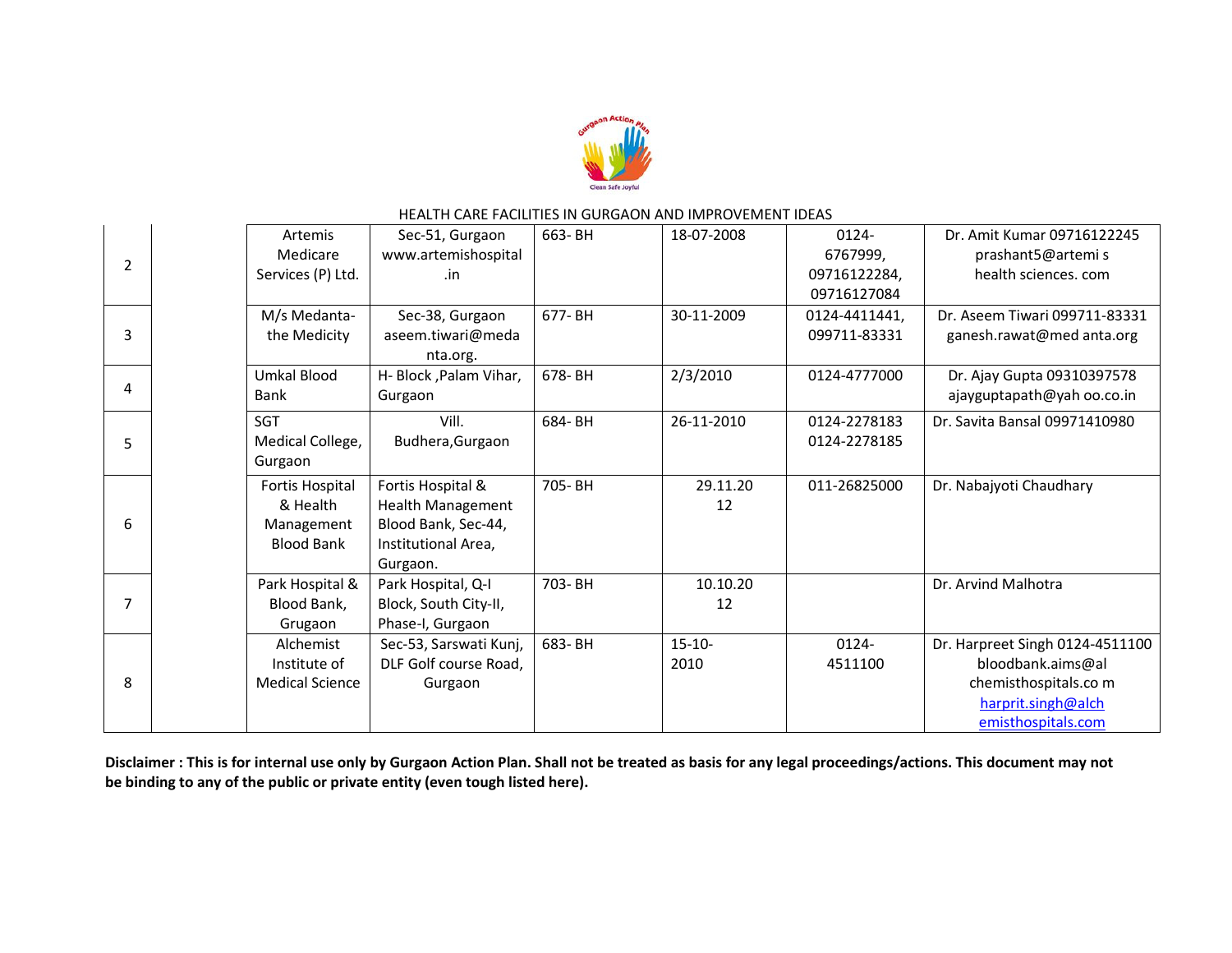HEALTH CARE FACILITIES IN GURGAON AND IMPROVEMENT IDEAS

| | | | | | | | |
|---|---|---|---|---|---|---|---|
| 2 | | Artemis Medicare Services (P) Ltd. | Sec-51, Gurgaon www.artemishospital.in | 663- BH | 18-07-2008 | 0124-6767999, 09716122284, 09716127084 | Dr. Amit Kumar 09716122245 prashant5@artemi s health sciences. com |
| 3 | | M/s Medanta-the Medicity | Sec-38, Gurgaon aseem.tiwari@medanta.org. | 677- BH | 30-11-2009 | 0124-4411441, 099711-83331 | Dr. Aseem Tiwari 099711-83331 ganesh.rawat@med anta.org |
| 4 | | Umkal Blood Bank | H- Block ,Palam Vihar, Gurgaon | 678- BH | 2/3/2010 | 0124-4777000 | Dr. Ajay Gupta 09310397578 ajayguptapath@yah oo.co.in |
| 5 | | SGT Medical College, Gurgaon | Vill. Budhera,Gurgaon | 684- BH | 26-11-2010 | 0124-2278183 0124-2278185 | Dr. Savita Bansal 09971410980 |
| 6 | | Fortis Hospital & Health Management Blood Bank | Fortis Hospital & Health Management Blood Bank, Sec-44, Institutional Area, Gurgaon. | 705- BH | 29.11.2012 | 011-26825000 | Dr. Nabajyoti Chaudhary |
| 7 | | Park Hospital & Blood Bank, Grugaon | Park Hospital, Q-I Block, South City-II, Phase-I, Gurgaon | 703- BH | 10.10.2012 | | Dr. Arvind Malhotra |
| 8 | | Alchemist Institute of Medical Science | Sec-53, Sarswati Kunj, DLF Golf course Road, Gurgaon | 683- BH | 15-10-2010 | 0124-4511100 | Dr. Harpreet Singh 0124-4511100 bloodbank.aims@al chemisthospitals.co m harprit.singh@alch emisthospitals.com |

**Disclaimer : This is for internal use only by Gurgaon Action Plan. Shall not be treated as basis for any legal proceedings/actions. This document may not be binding to any of the public or private entity (even tough listed here).**